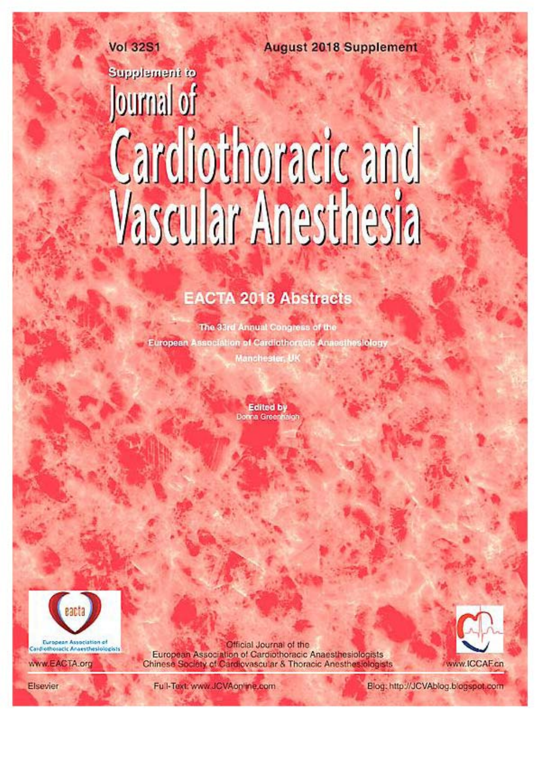Vol 32S1

August 2018 Supplement

Supplement to

# Journal of Cardiothoracic and Vascular Anesthesia

## EACTA 2018 Abstracts

The 33rd Annual Congress of the European Association of Cardiothoracic Anaesthesiology

Manchester, UK

Edited by
Donna Greenhalgh

European Association of Cardiothoracic Anaesthesiologists

www.EACTA.org

Official Journal of the
European Association of Cardiothoracic Anaesthesiologists
Chinese Society of Cardiovascular & Thoracic Anesthesiologists

www.ICCAF.cn

Elsevier

Full-Text: www.JCVAonline.com

Blog: http://JCVAblog.blogspot.com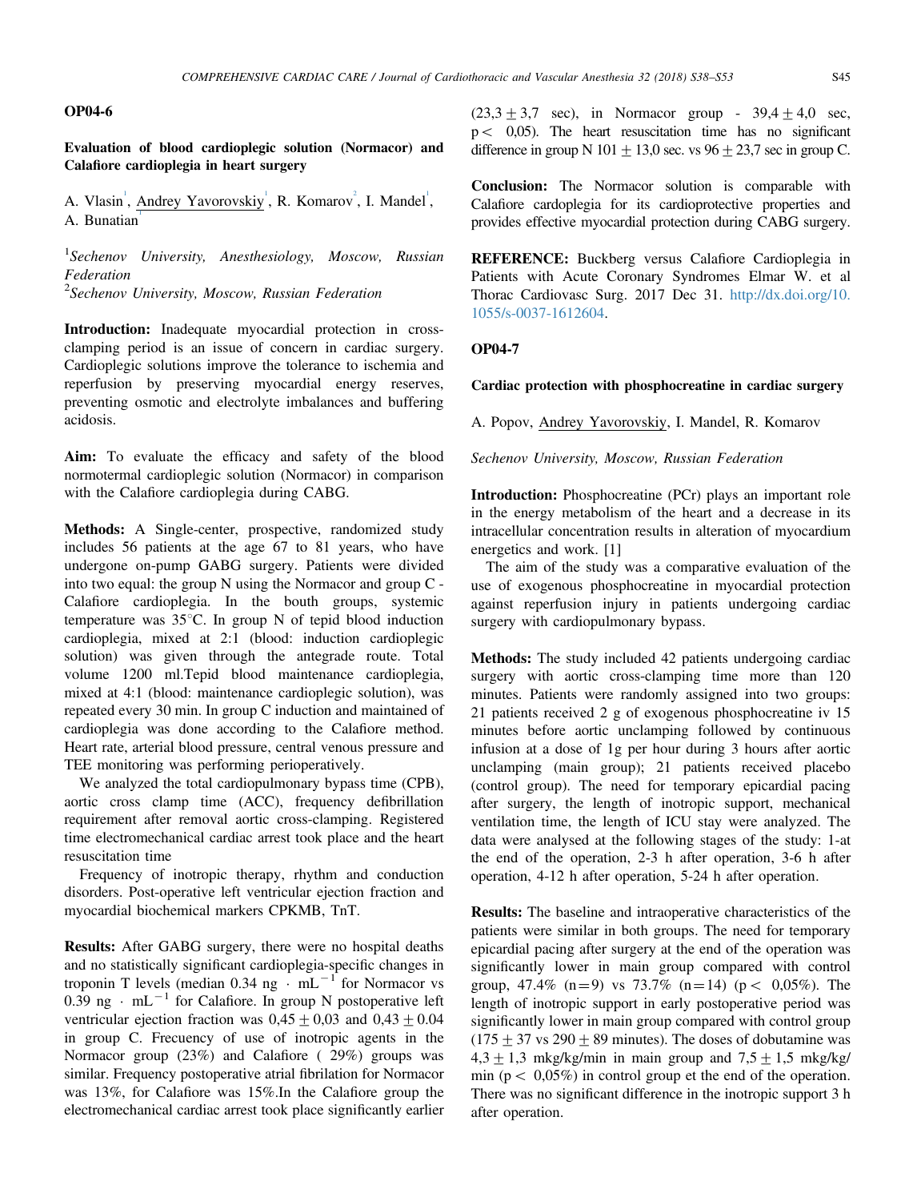## OP04-6

### Evaluation of blood cardioplegic solution (Normacor) and Calafiore cardioplegia in heart surgery

A. Vlasin[1], Andrey Yavorovskiy[1], R. Komarov[2], I. Mandel[1], A. Bunatian[1]

[1]*Sechenov University, Anesthesiology, Moscow, Russian Federation*
[2]*Sechenov University, Moscow, Russian Federation*

**Introduction:** Inadequate myocardial protection in cross-clamping period is an issue of concern in cardiac surgery. Cardioplegic solutions improve the tolerance to ischemia and reperfusion by preserving myocardial energy reserves, preventing osmotic and electrolyte imbalances and buffering acidosis.

**Aim:** To evaluate the efficacy and safety of the blood normotermal cardioplegic solution (Normacor) in comparison with the Calafiore cardioplegia during CABG.

**Methods:** A Single-center, prospective, randomized study includes 56 patients at the age 67 to 81 years, who have undergone on-pump GABG surgery. Patients were divided into two equal: the group N using the Normacor and group C - Calafiore cardioplegia. In the bouth groups, systemic temperature was 35°C. In group N of tepid blood induction cardioplegia, mixed at 2:1 (blood: induction cardioplegic solution) was given through the antegrade route. Total volume 1200 ml.Tepid blood maintenance cardioplegia, mixed at 4:1 (blood: maintenance cardioplegic solution), was repeated every 30 min. In group C induction and maintained of cardioplegia was done according to the Calafiore method. Heart rate, arterial blood pressure, central venous pressure and TEE monitoring was performing perioperatively.

We analyzed the total cardiopulmonary bypass time (CPB), aortic cross clamp time (ACC), frequency defibrillation requirement after removal aortic cross-clamping. Registered time electromechanical cardiac arrest took place and the heart resuscitation time

Frequency of inotropic therapy, rhythm and conduction disorders. Post-operative left ventricular ejection fraction and myocardial biochemical markers CPKMB, TnT.

**Results:** After GABG surgery, there were no hospital deaths and no statistically significant cardioplegia-specific changes in troponin T levels (median 0.34 ng · $mL^{-1}$ for Normacor vs 0.39 ng · $mL^{-1}$ for Calafiore. In group N postoperative left ventricular ejection fraction was $0{,}45 \pm 0{,}03$ and $0{,}43 \pm 0.04$ in group C. Frecuency of use of inotropic agents in the Normacor group (23%) and Calafiore ( 29%) groups was similar. Frequency postoperative atrial fibrilation for Normacor was 13%, for Calafiore was 15%.In the Calafiore group the electromechanical cardiac arrest took place significantly earlier ($23{,}3 \pm 3{,}7$ sec), in Normacor group - $39{,}4 \pm 4{,}0$ sec, $p < 0{,}05$). The heart resuscitation time has no significant difference in group N $101 \pm 13{,}0$ sec. vs $96 \pm 23{,}7$ sec in group C.

**Conclusion:** The Normacor solution is comparable with Calafiore cardoplegia for its cardioprotective properties and provides effective myocardial protection during CABG surgery.

**REFERENCE:** Buckberg versus Calafiore Cardioplegia in Patients with Acute Coronary Syndromes Elmar W. et al Thorac Cardiovasc Surg. 2017 Dec 31. http://dx.doi.org/10.1055/s-0037-1612604.

## OP04-7

### Cardiac protection with phosphocreatine in cardiac surgery

A. Popov, Andrey Yavorovskiy, I. Mandel, R. Komarov

*Sechenov University, Moscow, Russian Federation*

**Introduction:** Phosphocreatine (PCr) plays an important role in the energy metabolism of the heart and a decrease in its intracellular concentration results in alteration of myocardium energetics and work. [1]

The aim of the study was a comparative evaluation of the use of exogenous phosphocreatine in myocardial protection against reperfusion injury in patients undergoing cardiac surgery with cardiopulmonary bypass.

**Methods:** The study included 42 patients undergoing cardiac surgery with aortic cross-clamping time more than 120 minutes. Patients were randomly assigned into two groups: 21 patients received 2 g of exogenous phosphocreatine iv 15 minutes before aortic unclamping followed by continuous infusion at a dose of 1g per hour during 3 hours after aortic unclamping (main group); 21 patients received placebo (control group). The need for temporary epicardial pacing after surgery, the length of inotropic support, mechanical ventilation time, the length of ICU stay were analyzed. The data were analysed at the following stages of the study: 1-at the end of the operation, 2-3 h after operation, 3-6 h after operation, 4-12 h after operation, 5-24 h after operation.

**Results:** The baseline and intraoperative characteristics of the patients were similar in both groups. The need for temporary epicardial pacing after surgery at the end of the operation was significantly lower in main group compared with control group, 47.4% (n=9) vs 73.7% (n=14) ($p < 0{,}05\%$). The length of inotropic support in early postoperative period was significantly lower in main group compared with control group ($175 \pm 37$ vs $290 \pm 89$ minutes). The doses of dobutamine was $4{,}3 \pm 1{,}3$ mkg/kg/min in main group and $7{,}5 \pm 1{,}5$ mkg/kg/min ($p < 0{,}05\%$) in control group et the end of the operation. There was no significant difference in the inotropic support 3 h after operation.